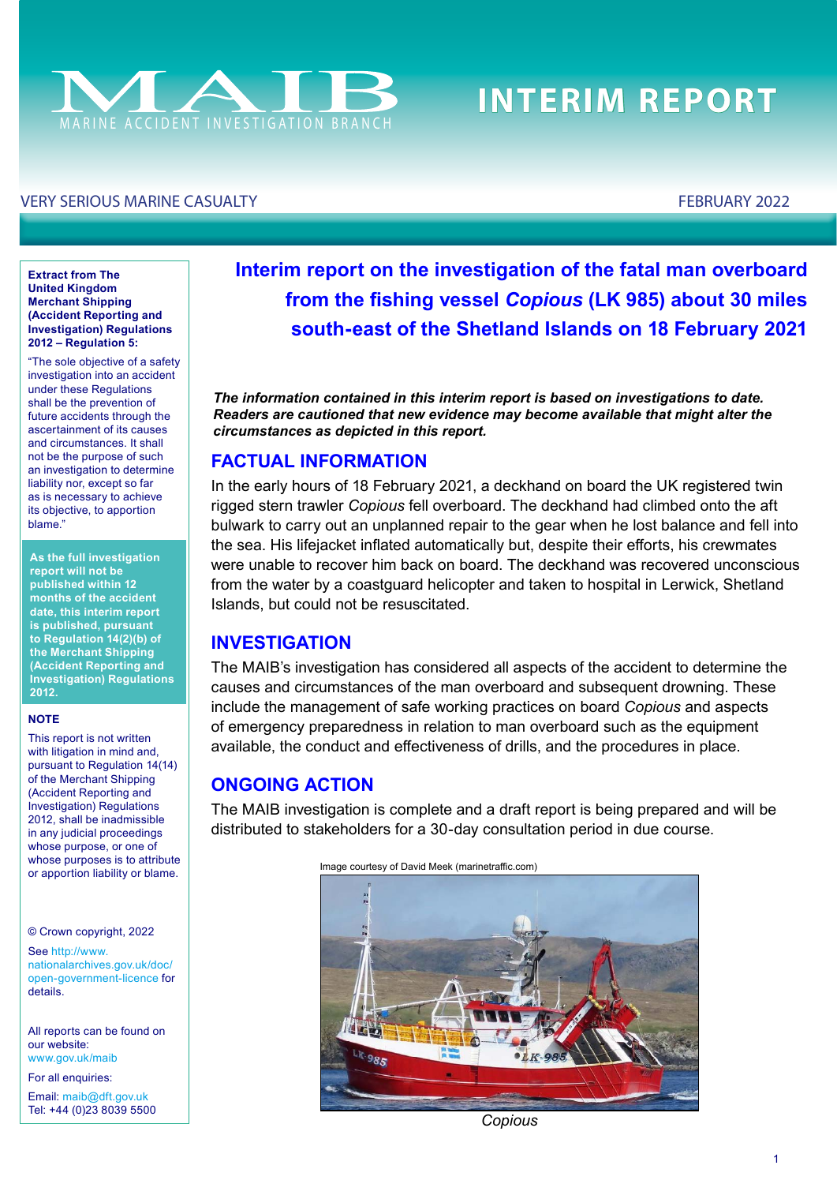# MAIB

MARINE ACCIDENT INVESTIGATION BRANCH

# INTERIM REPORT

VERY SERIOUS MARINE CASUALTY

FEBRUARY 2022

## Interim report on the investigation of the fatal man overboard from the fishing vessel *Copious* (LK 985) about 30 miles south-east of the Shetland Islands on 18 February 2021

***The information contained in this interim report is based on investigations to date. Readers are cautioned that new evidence may become available that might alter the circumstances as depicted in this report.***

## FACTUAL INFORMATION

In the early hours of 18 February 2021, a deckhand on board the UK registered twin rigged stern trawler *Copious* fell overboard. The deckhand had climbed onto the aft bulwark to carry out an unplanned repair to the gear when he lost balance and fell into the sea. His lifejacket inflated automatically but, despite their efforts, his crewmates were unable to recover him back on board. The deckhand was recovered unconscious from the water by a coastguard helicopter and taken to hospital in Lerwick, Shetland Islands, but could not be resuscitated.

## INVESTIGATION

The MAIB's investigation has considered all aspects of the accident to determine the causes and circumstances of the man overboard and subsequent drowning. These include the management of safe working practices on board *Copious* and aspects of emergency preparedness in relation to man overboard such as the equipment available, the conduct and effectiveness of drills, and the procedures in place.

## ONGOING ACTION

The MAIB investigation is complete and a draft report is being prepared and will be distributed to stakeholders for a 30-day consultation period in due course.

Image courtesy of David Meek (marinetraffic.com)

*Copious*

---

**Extract from The United Kingdom Merchant Shipping (Accident Reporting and Investigation) Regulations 2012 – Regulation 5:**

"The sole objective of a safety investigation into an accident under these Regulations shall be the prevention of future accidents through the ascertainment of its causes and circumstances. It shall not be the purpose of such an investigation to determine liability nor, except so far as is necessary to achieve its objective, to apportion blame."

**As the full investigation report will not be published within 12 months of the accident date, this interim report is published, pursuant to Regulation 14(2)(b) of the Merchant Shipping (Accident Reporting and Investigation) Regulations 2012.**

**NOTE**

This report is not written with litigation in mind and, pursuant to Regulation 14(14) of the Merchant Shipping (Accident Reporting and Investigation) Regulations 2012, shall be inadmissible in any judicial proceedings whose purpose, or one of whose purposes is to attribute or apportion liability or blame.

© Crown copyright, 2022

See http://www.nationalarchives.gov.uk/doc/open-government-licence for details.

All reports can be found on our website: www.gov.uk/maib

For all enquiries:

Email: maib@dft.gov.uk
Tel: +44 (0)23 8039 5500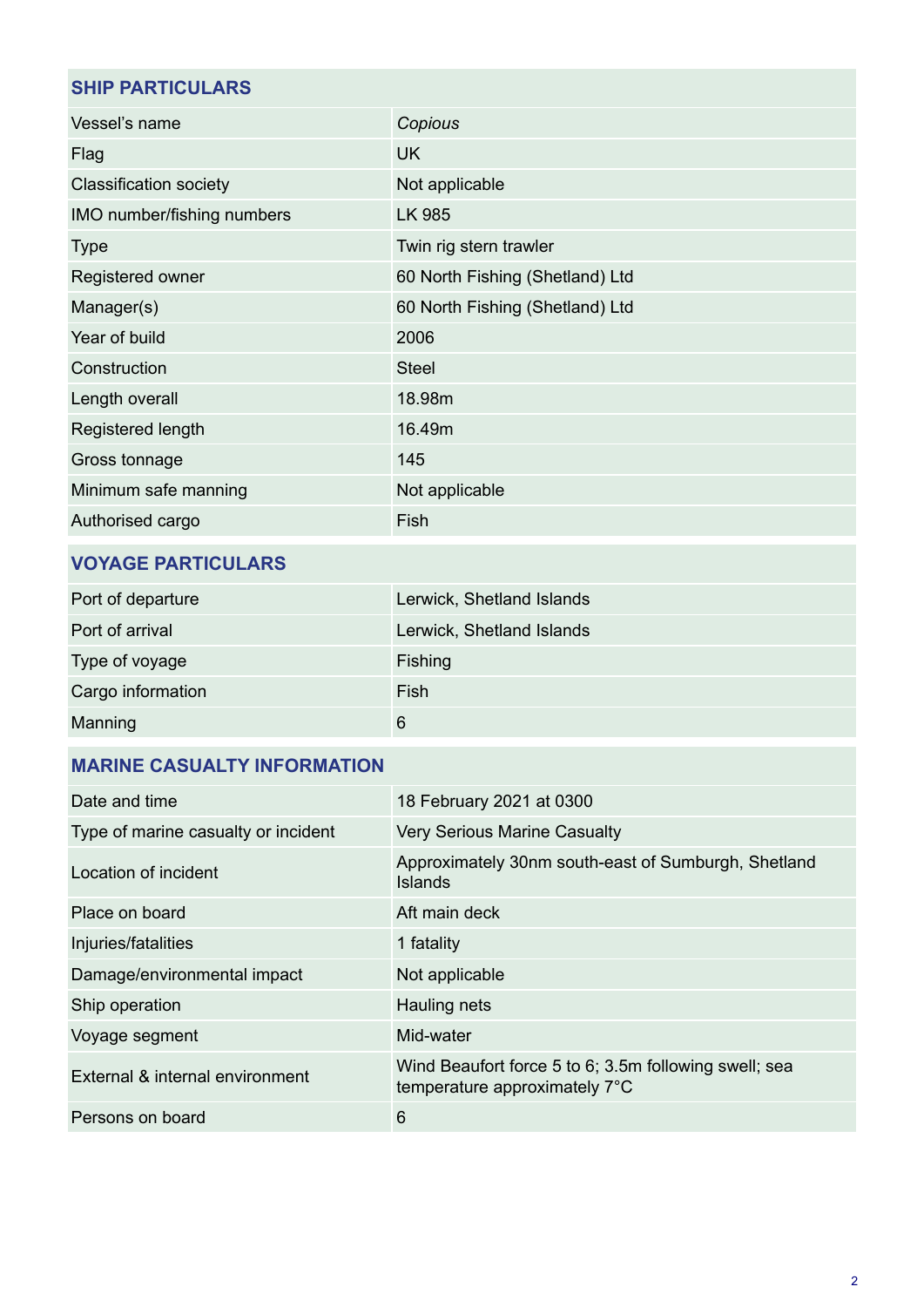## SHIP PARTICULARS

| | |
|---|---|
| Vessel's name | *Copious* |
| Flag | UK |
| Classification society | Not applicable |
| IMO number/fishing numbers | LK 985 |
| Type | Twin rig stern trawler |
| Registered owner | 60 North Fishing (Shetland) Ltd |
| Manager(s) | 60 North Fishing (Shetland) Ltd |
| Year of build | 2006 |
| Construction | Steel |
| Length overall | 18.98m |
| Registered length | 16.49m |
| Gross tonnage | 145 |
| Minimum safe manning | Not applicable |
| Authorised cargo | Fish |

## VOYAGE PARTICULARS

| | |
|---|---|
| Port of departure | Lerwick, Shetland Islands |
| Port of arrival | Lerwick, Shetland Islands |
| Type of voyage | Fishing |
| Cargo information | Fish |
| Manning | 6 |

## MARINE CASUALTY INFORMATION

| | |
|---|---|
| Date and time | 18 February 2021 at 0300 |
| Type of marine casualty or incident | Very Serious Marine Casualty |
| Location of incident | Approximately 30nm south-east of Sumburgh, Shetland Islands |
| Place on board | Aft main deck |
| Injuries/fatalities | 1 fatality |
| Damage/environmental impact | Not applicable |
| Ship operation | Hauling nets |
| Voyage segment | Mid-water |
| External & internal environment | Wind Beaufort force 5 to 6; 3.5m following swell; sea temperature approximately 7°C |
| Persons on board | 6 |